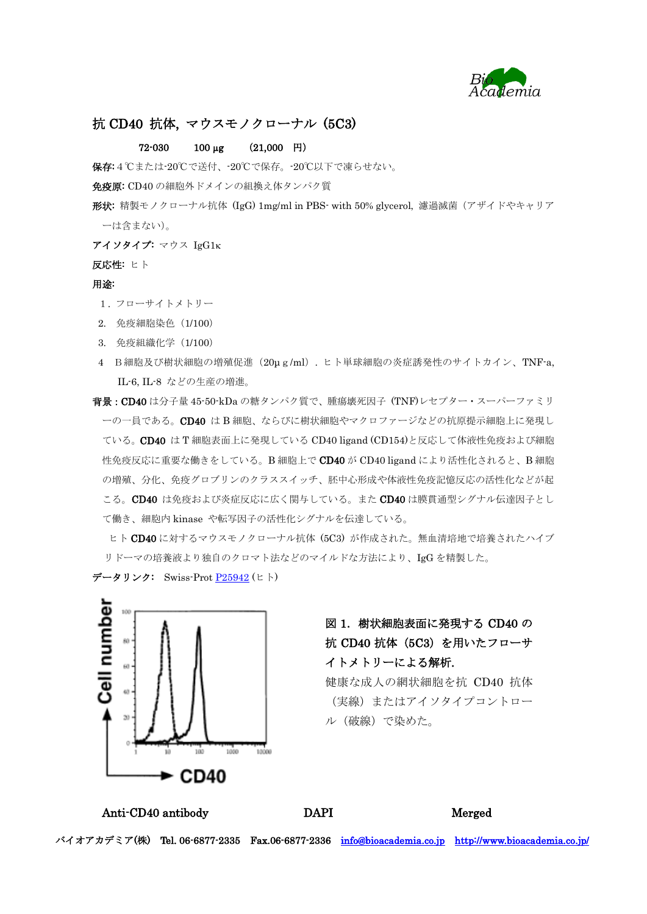# 抗 CD40 抗体, マウスモノクローナル (5C3)

72-030　　100 μg　　(21,000　円)

**保存:** 4 ℃または-20℃で送付、-20℃で保存。-20℃以下で凍らせない。

**免疫原:** CD40 の細胞外ドメインの組換え体タンパク質

**形状:** 精製モノクローナル抗体 (IgG) 1mg/ml in PBS- with 50% glycerol, 濾過滅菌（アザイドやキャリアーは含まない)。

**アイソタイプ:** マウス IgG1κ

**反応性:** ヒト

**用途:**

1. フローサイトメトリー
2. 免疫細胞染色（1/100）
3. 免疫組織化学（1/100）
4. B 細胞及び樹状細胞の増殖促進（20μｇ/ml）. ヒト単球細胞の炎症誘発性のサイトカイン、TNF-a, IL-6, IL-8 などの生産の増進。

**背景 :** **CD40** は分子量 45-50-kDa の糖タンパク質で、腫瘍壊死因子（TNF)レセプター・スーパーファミリーの一員である。**CD40** は B 細胞、ならびに樹状細胞やマクロファージなどの抗原提示細胞上に発現している。**CD40** は T 細胞表面上に発現している CD40 ligand (CD154)と反応して体液性免疫および細胞性免疫反応に重要な働きをしている。B 細胞上で **CD40** が CD40 ligand により活性化されると、B 細胞の増殖、分化、免疫グロブリンのクラススイッチ、胚中心形成や体液性免疫記憶反応の活性化などが起こる。**CD40** は免疫および炎症反応に広く関与している。また **CD40** は膜貫通型シグナル伝達因子として働き、細胞内 kinase や転写因子の活性化シグナルを伝達している。

ヒト **CD40** に対するマウスモノクローナル抗体（5C3）が作成された。無血清培地で培養されたハイブリドーマの培養液より独自のクロマト法などのマイルドな方法により、IgG を精製した。

**データリンク:** Swiss-Prot P25942 (ヒト)

**図 1. 樹状細胞表面に発現する CD40 の抗 CD40 抗体（5C3）を用いたフローサイトメトリーによる解析.**
健康な成人の網状細胞を抗 CD40 抗体（実線）またはアイソタイプコントロール（破線）で染めた。

Anti-CD40 antibody　　DAPI　　Merged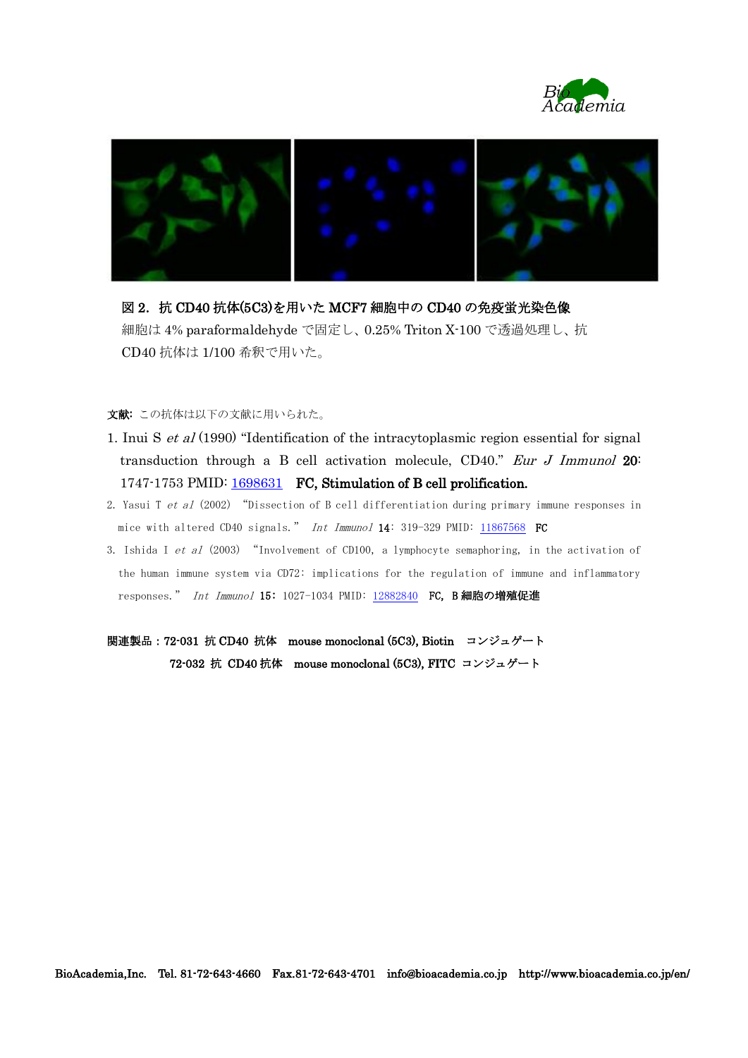**図 2．抗 CD40 抗体(5C3)を用いた MCF7 細胞中の CD40 の免疫蛍光染色像**

細胞は 4% paraformaldehyde で固定し、0.25% Triton X-100 で透過処理し、抗 CD40 抗体は 1/100 希釈で用いた。

**文献:** この抗体は以下の文献に用いられた。

1. Inui S *et al* (1990) "Identification of the intracytoplasmic region essential for signal transduction through a B cell activation molecule, CD40." *Eur J Immunol* **20**: 1747-1753 PMID: 1698631 **FC, Stimulation of B cell prolification.**
2. Yasui T *et al* (2002) "Dissection of B cell differentiation during primary immune responses in mice with altered CD40 signals." *Int Immunol* **14**: 319-329 PMID: 11867568 **FC**
3. Ishida I *et al* (2003) "Involvement of CD100, a lymphocyte semaphoring, in the activation of the human immune system via CD72: implications for the regulation of immune and inflammatory responses." *Int Immunol* **15**: 1027-1034 PMID: 12882840 **FC, B 細胞の増殖促進**

**関連製品：72-031 抗 CD40 抗体 mouse monoclonal (5C3), Biotin コンジュゲート**

**72-032 抗 CD40 抗体 mouse monoclonal (5C3), FITC コンジュゲート**